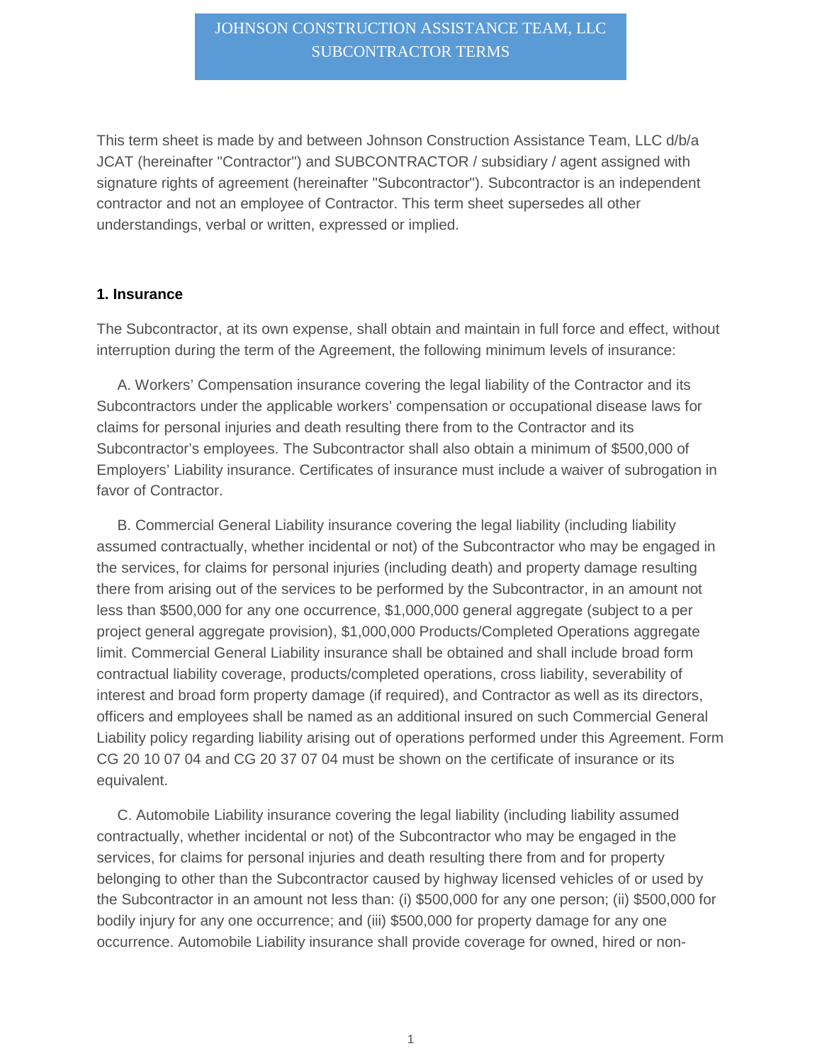# JOHNSON CONSTRUCTION ASSISTANCE TEAM, LLC
# SUBCONTRACTOR TERMS

This term sheet is made by and between Johnson Construction Assistance Team, LLC d/b/a JCAT (hereinafter "Contractor") and SUBCONTRACTOR / subsidiary / agent assigned with signature rights of agreement (hereinafter "Subcontractor"). Subcontractor is an independent contractor and not an employee of Contractor. This term sheet supersedes all other understandings, verbal or written, expressed or implied.

**1. Insurance**

The Subcontractor, at its own expense, shall obtain and maintain in full force and effect, without interruption during the term of the Agreement, the following minimum levels of insurance:

A. Workers' Compensation insurance covering the legal liability of the Contractor and its Subcontractors under the applicable workers' compensation or occupational disease laws for claims for personal injuries and death resulting there from to the Contractor and its Subcontractor's employees. The Subcontractor shall also obtain a minimum of $500,000 of Employers' Liability insurance. Certificates of insurance must include a waiver of subrogation in favor of Contractor.

B. Commercial General Liability insurance covering the legal liability (including liability assumed contractually, whether incidental or not) of the Subcontractor who may be engaged in the services, for claims for personal injuries (including death) and property damage resulting there from arising out of the services to be performed by the Subcontractor, in an amount not less than $500,000 for any one occurrence, $1,000,000 general aggregate (subject to a per project general aggregate provision), $1,000,000 Products/Completed Operations aggregate limit. Commercial General Liability insurance shall be obtained and shall include broad form contractual liability coverage, products/completed operations, cross liability, severability of interest and broad form property damage (if required), and Contractor as well as its directors, officers and employees shall be named as an additional insured on such Commercial General Liability policy regarding liability arising out of operations performed under this Agreement. Form CG 20 10 07 04 and CG 20 37 07 04 must be shown on the certificate of insurance or its equivalent.

C. Automobile Liability insurance covering the legal liability (including liability assumed contractually, whether incidental or not) of the Subcontractor who may be engaged in the services, for claims for personal injuries and death resulting there from and for property belonging to other than the Subcontractor caused by highway licensed vehicles of or used by the Subcontractor in an amount not less than: (i) $500,000 for any one person; (ii) $500,000 for bodily injury for any one occurrence; and (iii) $500,000 for property damage for any one occurrence. Automobile Liability insurance shall provide coverage for owned, hired or non-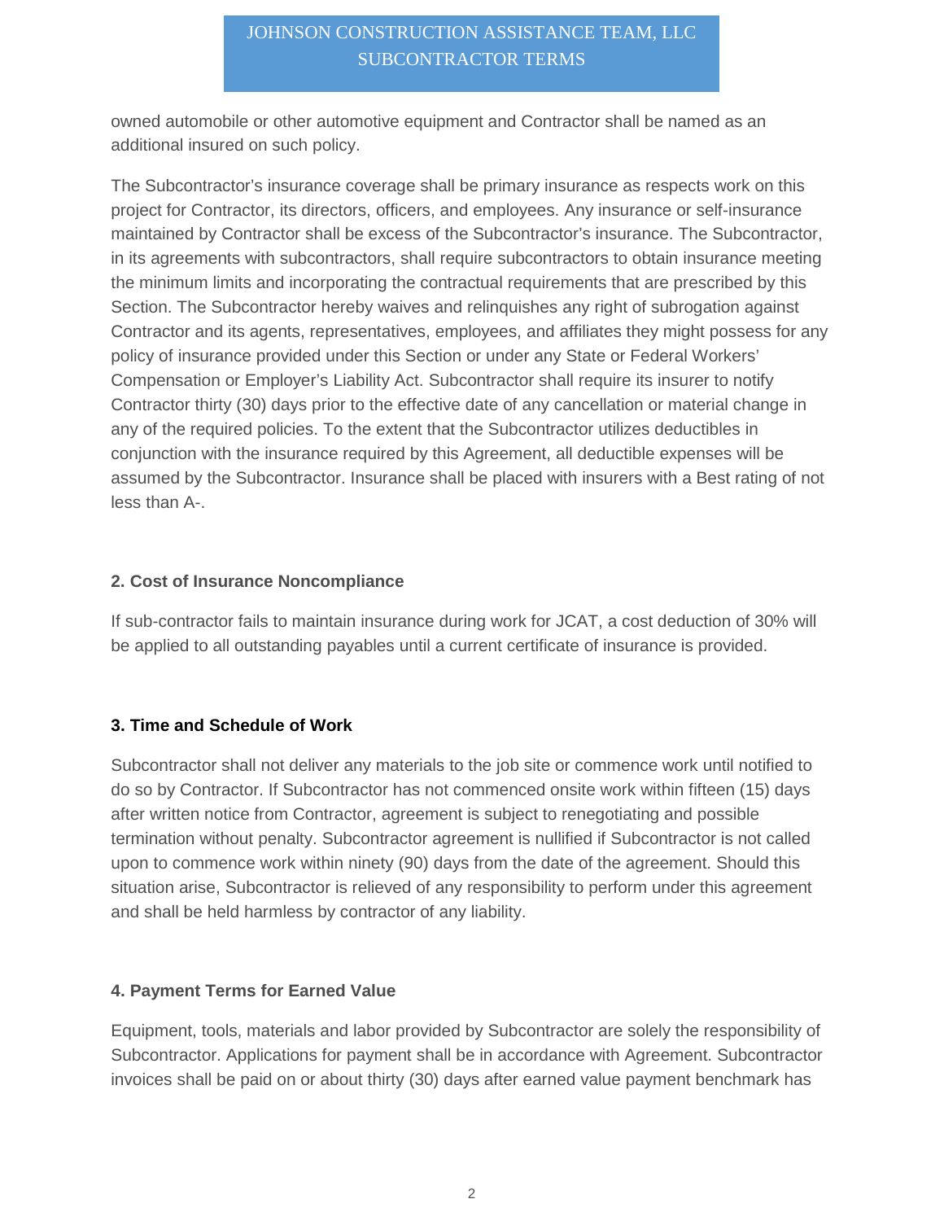owned automobile or other automotive equipment and Contractor shall be named as an additional insured on such policy.

The Subcontractor's insurance coverage shall be primary insurance as respects work on this project for Contractor, its directors, officers, and employees. Any insurance or self-insurance maintained by Contractor shall be excess of the Subcontractor's insurance. The Subcontractor, in its agreements with subcontractors, shall require subcontractors to obtain insurance meeting the minimum limits and incorporating the contractual requirements that are prescribed by this Section. The Subcontractor hereby waives and relinquishes any right of subrogation against Contractor and its agents, representatives, employees, and affiliates they might possess for any policy of insurance provided under this Section or under any State or Federal Workers' Compensation or Employer's Liability Act. Subcontractor shall require its insurer to notify Contractor thirty (30) days prior to the effective date of any cancellation or material change in any of the required policies. To the extent that the Subcontractor utilizes deductibles in conjunction with the insurance required by this Agreement, all deductible expenses will be assumed by the Subcontractor. Insurance shall be placed with insurers with a Best rating of not less than A-.

**2. Cost of Insurance Noncompliance**

If sub-contractor fails to maintain insurance during work for JCAT, a cost deduction of 30% will be applied to all outstanding payables until a current certificate of insurance is provided.

**3. Time and Schedule of Work**

Subcontractor shall not deliver any materials to the job site or commence work until notified to do so by Contractor. If Subcontractor has not commenced onsite work within fifteen (15) days after written notice from Contractor, agreement is subject to renegotiating and possible termination without penalty. Subcontractor agreement is nullified if Subcontractor is not called upon to commence work within ninety (90) days from the date of the agreement. Should this situation arise, Subcontractor is relieved of any responsibility to perform under this agreement and shall be held harmless by contractor of any liability.

**4. Payment Terms for Earned Value**

Equipment, tools, materials and labor provided by Subcontractor are solely the responsibility of Subcontractor. Applications for payment shall be in accordance with Agreement. Subcontractor invoices shall be paid on or about thirty (30) days after earned value payment benchmark has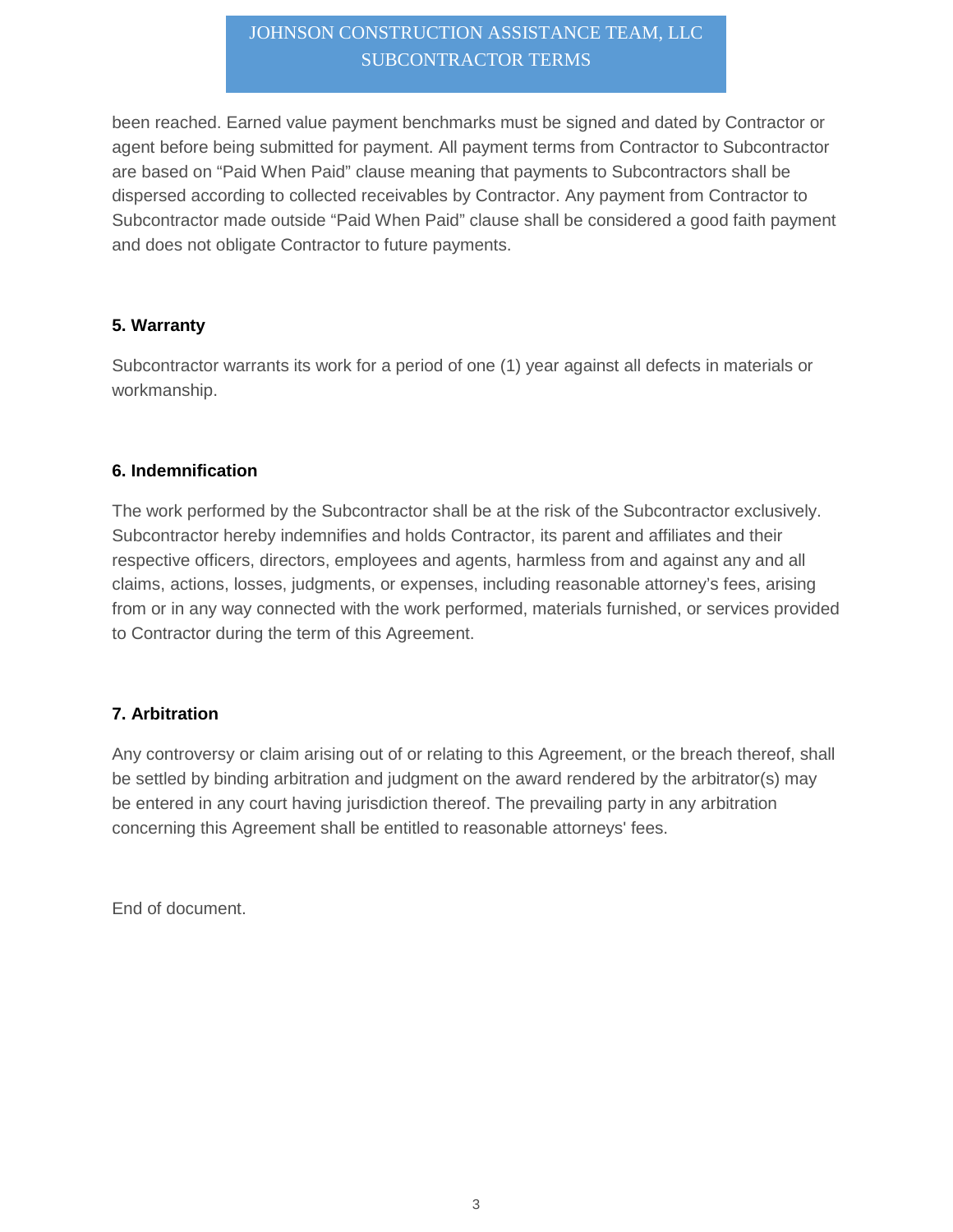been reached. Earned value payment benchmarks must be signed and dated by Contractor or agent before being submitted for payment. All payment terms from Contractor to Subcontractor are based on “Paid When Paid” clause meaning that payments to Subcontractors shall be dispersed according to collected receivables by Contractor. Any payment from Contractor to Subcontractor made outside “Paid When Paid” clause shall be considered a good faith payment and does not obligate Contractor to future payments.

**5. Warranty**

Subcontractor warrants its work for a period of one (1) year against all defects in materials or workmanship.

**6. Indemnification**

The work performed by the Subcontractor shall be at the risk of the Subcontractor exclusively. Subcontractor hereby indemnifies and holds Contractor, its parent and affiliates and their respective officers, directors, employees and agents, harmless from and against any and all claims, actions, losses, judgments, or expenses, including reasonable attorney’s fees, arising from or in any way connected with the work performed, materials furnished, or services provided to Contractor during the term of this Agreement.

**7. Arbitration**

Any controversy or claim arising out of or relating to this Agreement, or the breach thereof, shall be settled by binding arbitration and judgment on the award rendered by the arbitrator(s) may be entered in any court having jurisdiction thereof. The prevailing party in any arbitration concerning this Agreement shall be entitled to reasonable attorneys' fees.

End of document.